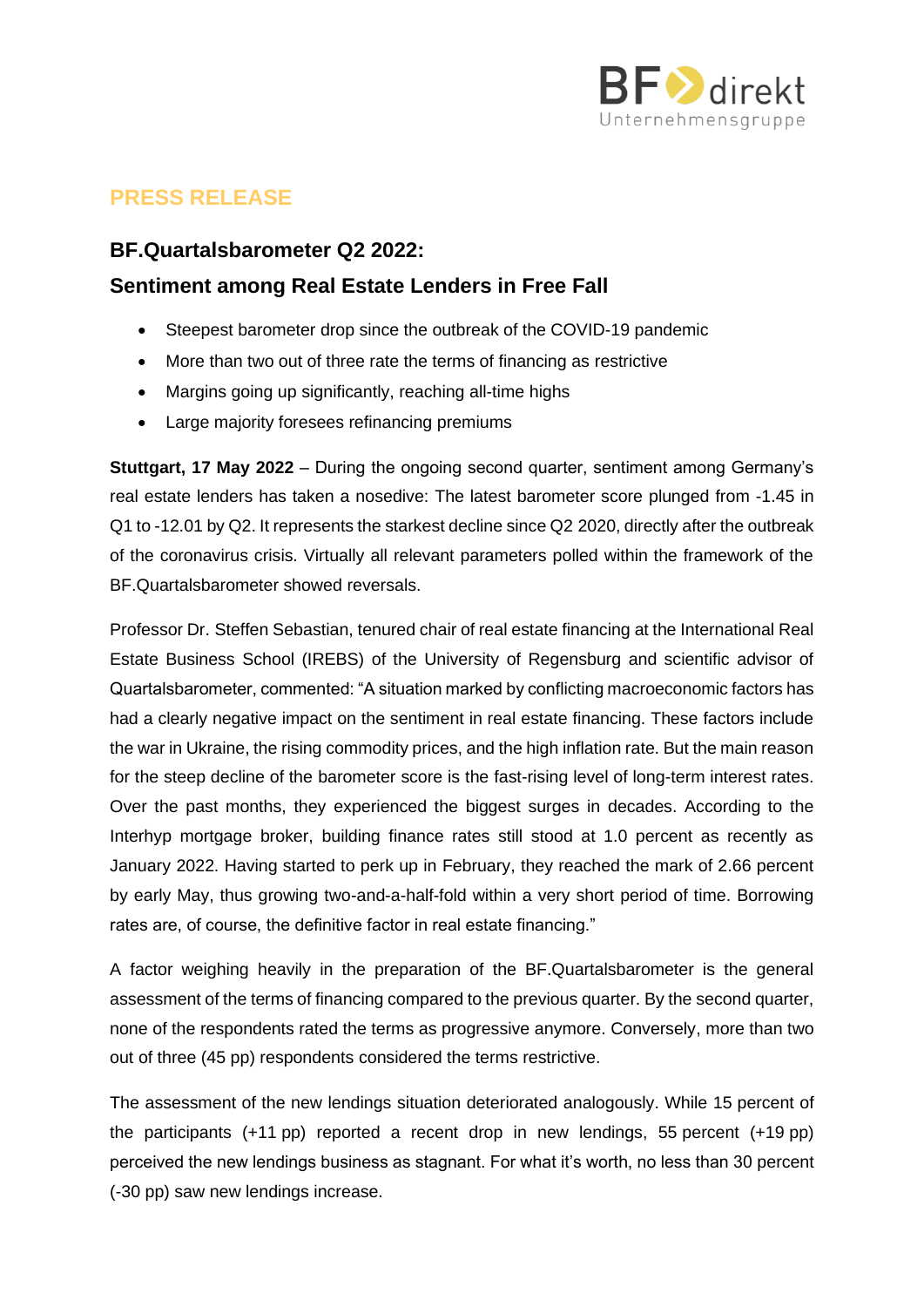**PRESS RELEASE**

## BF.Quartalsbarometer Q2 2022:
## Sentiment among Real Estate Lenders in Free Fall

- Steepest barometer drop since the outbreak of the COVID-19 pandemic
- More than two out of three rate the terms of financing as restrictive
- Margins going up significantly, reaching all-time highs
- Large majority foresees refinancing premiums

**Stuttgart, 17 May 2022** – During the ongoing second quarter, sentiment among Germany's real estate lenders has taken a nosedive: The latest barometer score plunged from -1.45 in Q1 to -12.01 by Q2. It represents the starkest decline since Q2 2020, directly after the outbreak of the coronavirus crisis. Virtually all relevant parameters polled within the framework of the BF.Quartalsbarometer showed reversals.

Professor Dr. Steffen Sebastian, tenured chair of real estate financing at the International Real Estate Business School (IREBS) of the University of Regensburg and scientific advisor of Quartalsbarometer, commented: "A situation marked by conflicting macroeconomic factors has had a clearly negative impact on the sentiment in real estate financing. These factors include the war in Ukraine, the rising commodity prices, and the high inflation rate. But the main reason for the steep decline of the barometer score is the fast-rising level of long-term interest rates. Over the past months, they experienced the biggest surges in decades. According to the Interhyp mortgage broker, building finance rates still stood at 1.0 percent as recently as January 2022. Having started to perk up in February, they reached the mark of 2.66 percent by early May, thus growing two-and-a-half-fold within a very short period of time. Borrowing rates are, of course, the definitive factor in real estate financing."

A factor weighing heavily in the preparation of the BF.Quartalsbarometer is the general assessment of the terms of financing compared to the previous quarter. By the second quarter, none of the respondents rated the terms as progressive anymore. Conversely, more than two out of three (45 pp) respondents considered the terms restrictive.

The assessment of the new lendings situation deteriorated analogously. While 15 percent of the participants (+11 pp) reported a recent drop in new lendings, 55 percent (+19 pp) perceived the new lendings business as stagnant. For what it's worth, no less than 30 percent (-30 pp) saw new lendings increase.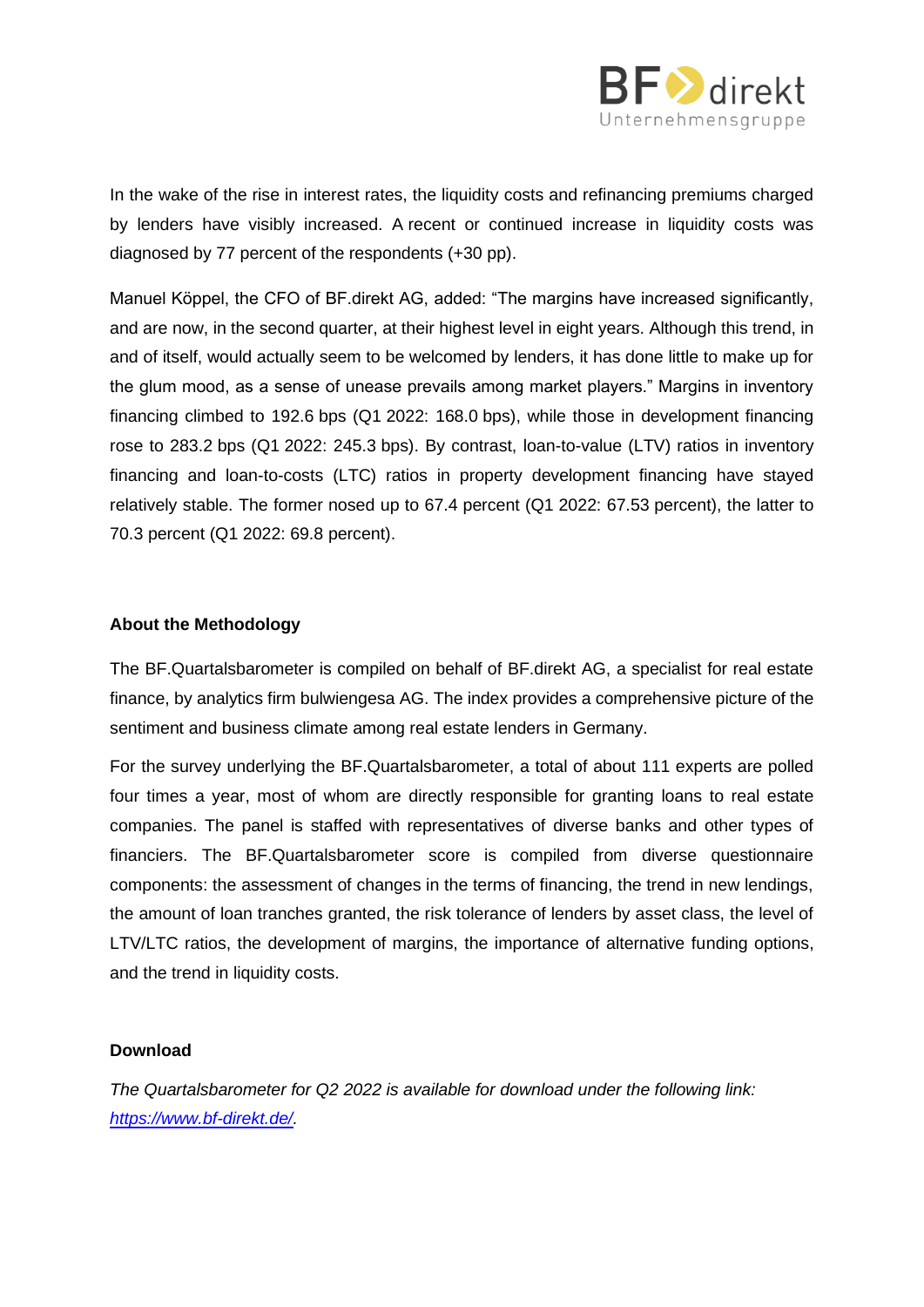In the wake of the rise in interest rates, the liquidity costs and refinancing premiums charged by lenders have visibly increased. A recent or continued increase in liquidity costs was diagnosed by 77 percent of the respondents (+30 pp).

Manuel Köppel, the CFO of BF.direkt AG, added: "The margins have increased significantly, and are now, in the second quarter, at their highest level in eight years. Although this trend, in and of itself, would actually seem to be welcomed by lenders, it has done little to make up for the glum mood, as a sense of unease prevails among market players." Margins in inventory financing climbed to 192.6 bps (Q1 2022: 168.0 bps), while those in development financing rose to 283.2 bps (Q1 2022: 245.3 bps). By contrast, loan-to-value (LTV) ratios in inventory financing and loan-to-costs (LTC) ratios in property development financing have stayed relatively stable. The former nosed up to 67.4 percent (Q1 2022: 67.53 percent), the latter to 70.3 percent (Q1 2022: 69.8 percent).

**About the Methodology**

The BF.Quartalsbarometer is compiled on behalf of BF.direkt AG, a specialist for real estate finance, by analytics firm bulwiengesa AG. The index provides a comprehensive picture of the sentiment and business climate among real estate lenders in Germany.

For the survey underlying the BF.Quartalsbarometer, a total of about 111 experts are polled four times a year, most of whom are directly responsible for granting loans to real estate companies. The panel is staffed with representatives of diverse banks and other types of financiers. The BF.Quartalsbarometer score is compiled from diverse questionnaire components: the assessment of changes in the terms of financing, the trend in new lendings, the amount of loan tranches granted, the risk tolerance of lenders by asset class, the level of LTV/LTC ratios, the development of margins, the importance of alternative funding options, and the trend in liquidity costs.

**Download**

*The Quartalsbarometer for Q2 2022 is available for download under the following link: [https://www.bf-direkt.de/](https://www.bf-direkt.de/).*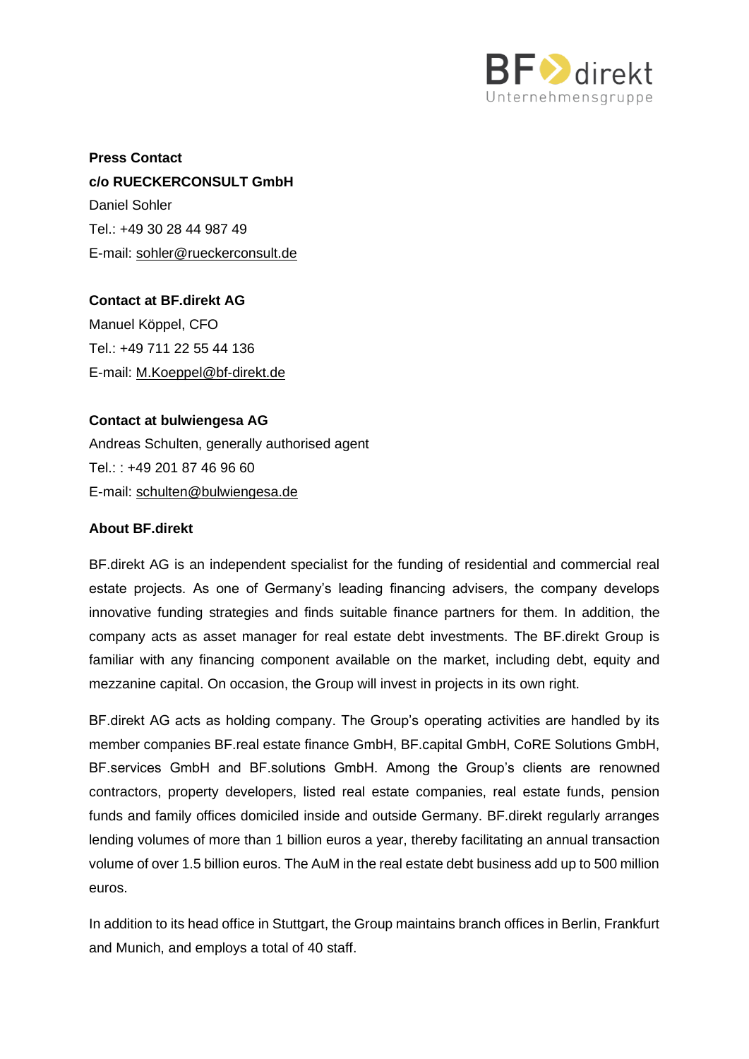**Press Contact**
**c/o RUECKERCONSULT GmbH**
Daniel Sohler
Tel.: +49 30 28 44 987 49
E-mail: sohler@rueckerconsult.de

**Contact at BF.direkt AG**
Manuel Köppel, CFO
Tel.: +49 711 22 55 44 136
E-mail: M.Koeppel@bf-direkt.de

**Contact at bulwiengesa AG**
Andreas Schulten, generally authorised agent
Tel.: : +49 201 87 46 96 60
E-mail: schulten@bulwiengesa.de

**About BF.direkt**

BF.direkt AG is an independent specialist for the funding of residential and commercial real estate projects. As one of Germany's leading financing advisers, the company develops innovative funding strategies and finds suitable finance partners for them. In addition, the company acts as asset manager for real estate debt investments. The BF.direkt Group is familiar with any financing component available on the market, including debt, equity and mezzanine capital. On occasion, the Group will invest in projects in its own right.

BF.direkt AG acts as holding company. The Group's operating activities are handled by its member companies BF.real estate finance GmbH, BF.capital GmbH, CoRE Solutions GmbH, BF.services GmbH and BF.solutions GmbH. Among the Group's clients are renowned contractors, property developers, listed real estate companies, real estate funds, pension funds and family offices domiciled inside and outside Germany. BF.direkt regularly arranges lending volumes of more than 1 billion euros a year, thereby facilitating an annual transaction volume of over 1.5 billion euros. The AuM in the real estate debt business add up to 500 million euros.

In addition to its head office in Stuttgart, the Group maintains branch offices in Berlin, Frankfurt and Munich, and employs a total of 40 staff.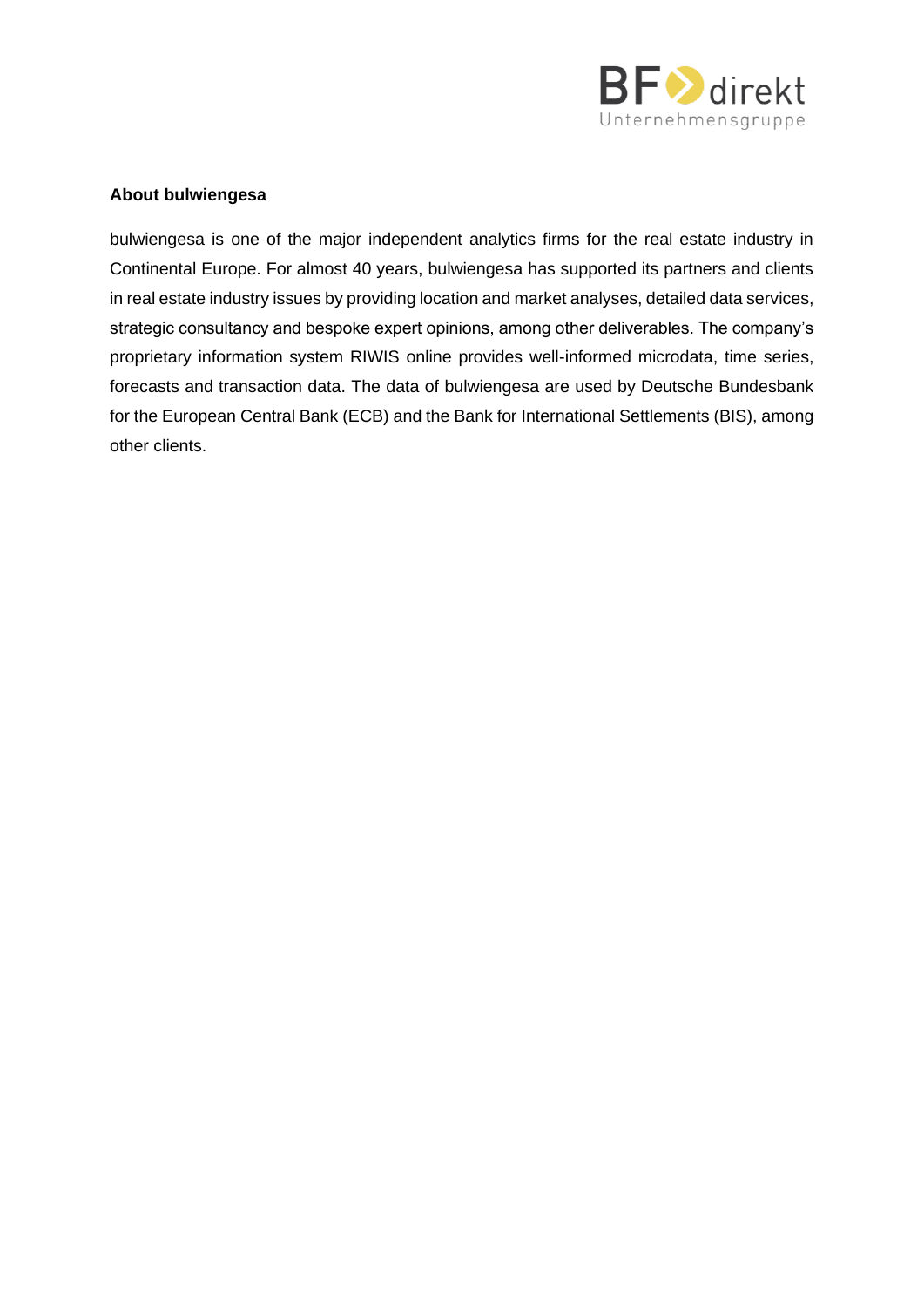**About bulwiengesa**

bulwiengesa is one of the major independent analytics firms for the real estate industry in Continental Europe. For almost 40 years, bulwiengesa has supported its partners and clients in real estate industry issues by providing location and market analyses, detailed data services, strategic consultancy and bespoke expert opinions, among other deliverables. The company's proprietary information system RIWIS online provides well-informed microdata, time series, forecasts and transaction data. The data of bulwiengesa are used by Deutsche Bundesbank for the European Central Bank (ECB) and the Bank for International Settlements (BIS), among other clients.